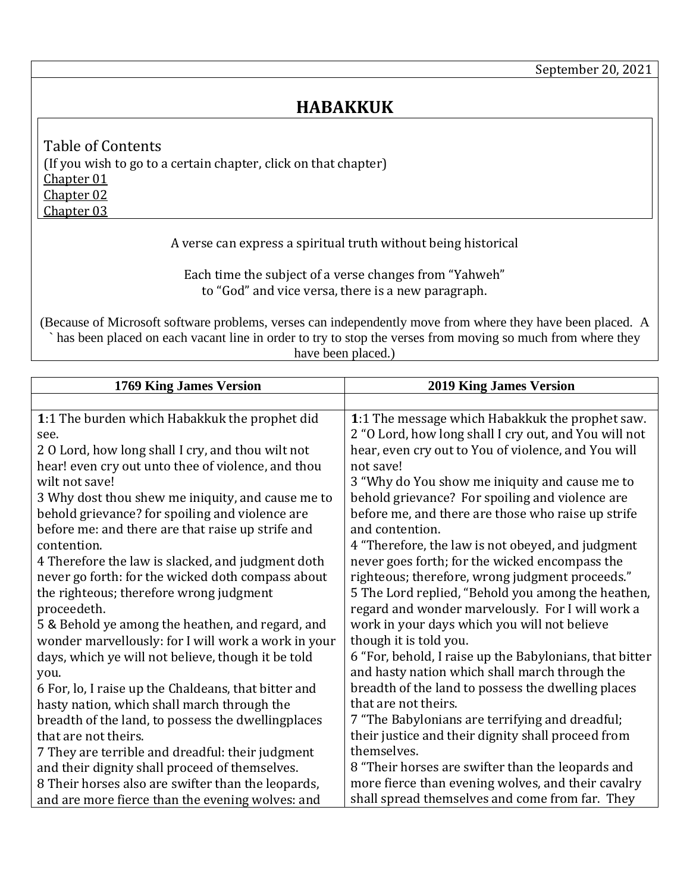September 20, 2021

# HABAKKUK

Table of Contents
(If you wish to go to a certain chapter, click on that chapter)
Chapter 01
Chapter 02
Chapter 03

A verse can express a spiritual truth without being historical

Each time the subject of a verse changes from "Yahweh" to "God" and vice versa, there is a new paragraph.

(Because of Microsoft software problems, verses can independently move from where they have been placed. A ` has been placed on each vacant line in order to try to stop the verses from moving so much from where they have been placed.)

| 1769 King James Version | 2019 King James Version |
|---|---|
| | |
| **1**:1 The burden which Habakkuk the prophet did see.<br>2 O Lord, how long shall I cry, and thou wilt not hear! even cry out unto thee of violence, and thou wilt not save!<br>3 Why dost thou shew me iniquity, and cause me to behold grievance? for spoiling and violence are before me: and there are that raise up strife and contention.<br>4 Therefore the law is slacked, and judgment doth never go forth: for the wicked doth compass about the righteous; therefore wrong judgment proceedeth.<br>5 & Behold ye among the heathen, and regard, and wonder marvellously: for I will work a work in your days, which ye will not believe, though it be told you.<br>6 For, lo, I raise up the Chaldeans, that bitter and hasty nation, which shall march through the breadth of the land, to possess the dwellingplaces that are not theirs.<br>7 They are terrible and dreadful: their judgment and their dignity shall proceed of themselves.<br>8 Their horses also are swifter than the leopards, and are more fierce than the evening wolves: and | **1**:1 The message which Habakkuk the prophet saw.<br>2 "O Lord, how long shall I cry out, and You will not hear, even cry out to You of violence, and You will not save!<br>3 "Why do You show me iniquity and cause me to behold grievance? For spoiling and violence are before me, and there are those who raise up strife and contention.<br>4 "Therefore, the law is not obeyed, and judgment never goes forth; for the wicked encompass the righteous; therefore, wrong judgment proceeds."<br>5 The Lord replied, "Behold you among the heathen, regard and wonder marvelously. For I will work a work in your days which you will not believe though it is told you.<br>6 "For, behold, I raise up the Babylonians, that bitter and hasty nation which shall march through the breadth of the land to possess the dwelling places that are not theirs.<br>7 "The Babylonians are terrifying and dreadful; their justice and their dignity shall proceed from themselves.<br>8 "Their horses are swifter than the leopards and more fierce than evening wolves, and their cavalry shall spread themselves and come from far. They |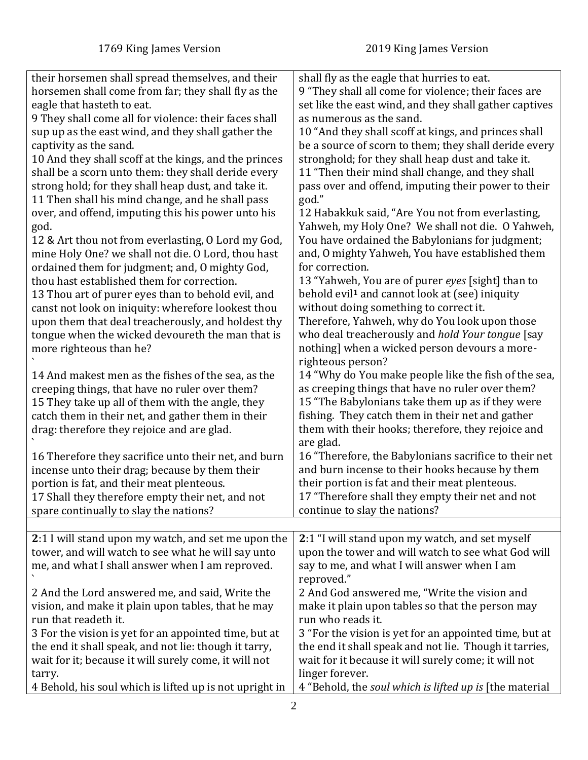| 1769 King James Version | 2019 King James Version |
|---|---|
| their horsemen shall spread themselves, and their horsemen shall come from far; they shall fly as the eagle that hasteth to eat.<br>9 They shall come all for violence: their faces shall sup up as the east wind, and they shall gather the captivity as the sand.<br>10 And they shall scoff at the kings, and the princes shall be a scorn unto them: they shall deride every strong hold; for they shall heap dust, and take it.<br>11 Then shall his mind change, and he shall pass over, and offend, imputing this his power unto his god.<br>12 & Art thou not from everlasting, O Lord my God, mine Holy One? we shall not die. O Lord, thou hast ordained them for judgment; and, O mighty God, thou hast established them for correction.<br>13 Thou art of purer eyes than to behold evil, and canst not look on iniquity: wherefore lookest thou upon them that deal treacherously, and holdest thy tongue when the wicked devoureth the man that is more righteous than he?<br>`<br>14 And makest men as the fishes of the sea, as the creeping things, that have no ruler over them?<br>15 They take up all of them with the angle, they catch them in their net, and gather them in their drag: therefore they rejoice and are glad.<br>`<br>16 Therefore they sacrifice unto their net, and burn incense unto their drag; because by them their portion is fat, and their meat plenteous.<br>17 Shall they therefore empty their net, and not spare continually to slay the nations? | shall fly as the eagle that hurries to eat.<br>9 "They shall all come for violence; their faces are set like the east wind, and they shall gather captives as numerous as the sand.<br>10 "And they shall scoff at kings, and princes shall be a source of scorn to them; they shall deride every stronghold; for they shall heap dust and take it.<br>11 "Then their mind shall change, and they shall pass over and offend, imputing their power to their god."<br>12 Habakkuk said, "Are You not from everlasting, Yahweh, my Holy One? We shall not die. O Yahweh, You have ordained the Babylonians for judgment; and, O mighty Yahweh, You have established them for correction.<br>13 "Yahweh, You are of purer *eyes* [sight] than to behold evil[1] and cannot look at (see) iniquity without doing something to correct it.<br>Therefore, Yahweh, why do You look upon those who deal treacherously and *hold Your tongue* [say nothing] when a wicked person devours a more-righteous person?<br>14 "Why do You make people like the fish of the sea, as creeping things that have no ruler over them?<br>15 "The Babylonians take them up as if they were fishing. They catch them in their net and gather them with their hooks; therefore, they rejoice and are glad.<br>16 "Therefore, the Babylonians sacrifice to their net and burn incense to their hooks because by them their portion is fat and their meat plenteous.<br>17 "Therefore shall they empty their net and not continue to slay the nations? |
| | |
| **2**:1 I will stand upon my watch, and set me upon the tower, and will watch to see what he will say unto me, and what I shall answer when I am reproved.<br>`<br>2 And the Lord answered me, and said, Write the vision, and make it plain upon tables, that he may run that readeth it.<br>3 For the vision is yet for an appointed time, but at the end it shall speak, and not lie: though it tarry, wait for it; because it will surely come, it will not tarry.<br>4 Behold, his soul which is lifted up is not upright in | **2**:1 "I will stand upon my watch, and set myself upon the tower and will watch to see what God will say to me, and what I will answer when I am reproved."<br>2 And God answered me, "Write the vision and make it plain upon tables so that the person may run who reads it.<br>3 "For the vision is yet for an appointed time, but at the end it shall speak and not lie. Though it tarries, wait for it because it will surely come; it will not linger forever.<br>4 "Behold, the *soul which is lifted up is* [the material |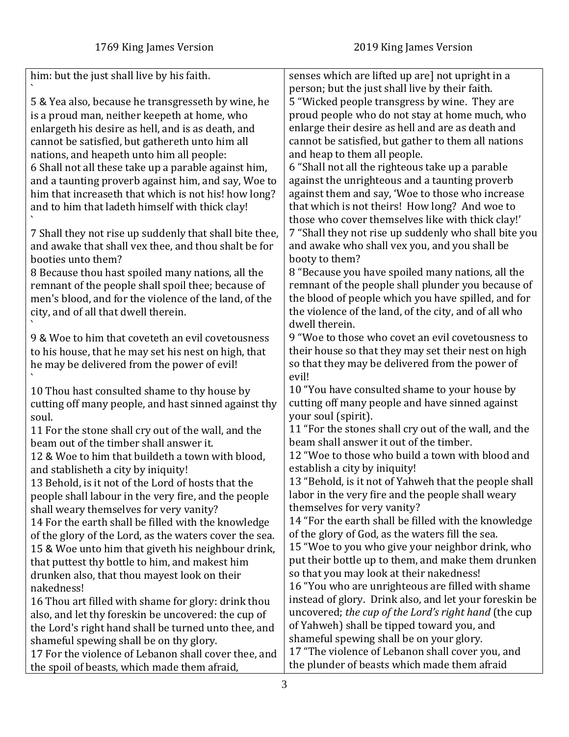| 1769 King James Version | 2019 King James Version |
|---|---|
| him: but the just shall live by his faith. ` | senses which are lifted up are] not upright in a person; but the just shall live by their faith. |
| 5 & Yea also, because he transgresseth by wine, he is a proud man, neither keepeth at home, who enlargeth his desire as hell, and is as death, and cannot be satisfied, but gathereth unto him all nations, and heapeth unto him all people: | 5 "Wicked people transgress by wine. They are proud people who do not stay at home much, who enlarge their desire as hell and are as death and cannot be satisfied, but gather to them all nations and heap to them all people. |
| 6 Shall not all these take up a parable against him, and a taunting proverb against him, and say, Woe to him that increaseth that which is not his! how long? and to him that ladeth himself with thick clay! ` | 6 "Shall not all the righteous take up a parable against the unrighteous and a taunting proverb against them and say, 'Woe to those who increase that which is not theirs! How long? And woe to those who cover themselves like with thick clay!' |
| 7 Shall they not rise up suddenly that shall bite thee, and awake that shall vex thee, and thou shalt be for booties unto them? | 7 "Shall they not rise up suddenly who shall bite you and awake who shall vex you, and you shall be booty to them? |
| 8 Because thou hast spoiled many nations, all the remnant of the people shall spoil thee; because of men's blood, and for the violence of the land, of the city, and of all that dwell therein. ` | 8 "Because you have spoiled many nations, all the remnant of the people shall plunder you because of the blood of people which you have spilled, and for the violence of the land, of the city, and of all who dwell therein. |
| 9 & Woe to him that coveteth an evil covetousness to his house, that he may set his nest on high, that he may be delivered from the power of evil! ` | 9 "Woe to those who covet an evil covetousness to their house so that they may set their nest on high so that they may be delivered from the power of evil! |
| 10 Thou hast consulted shame to thy house by cutting off many people, and hast sinned against thy soul. | 10 "You have consulted shame to your house by cutting off many people and have sinned against your soul (spirit). |
| 11 For the stone shall cry out of the wall, and the beam out of the timber shall answer it. | 11 "For the stones shall cry out of the wall, and the beam shall answer it out of the timber. |
| 12 & Woe to him that buildeth a town with blood, and stablisheth a city by iniquity! | 12 "Woe to those who build a town with blood and establish a city by iniquity! |
| 13 Behold, is it not of the Lord of hosts that the people shall labour in the very fire, and the people shall weary themselves for very vanity? | 13 "Behold, is it not of Yahweh that the people shall labor in the very fire and the people shall weary themselves for very vanity? |
| 14 For the earth shall be filled with the knowledge of the glory of the Lord, as the waters cover the sea. | 14 "For the earth shall be filled with the knowledge of the glory of God, as the waters fill the sea. |
| 15 & Woe unto him that giveth his neighbour drink, that puttest thy bottle to him, and makest him drunken also, that thou mayest look on their nakedness! | 15 "Woe to you who give your neighbor drink, who put their bottle up to them, and make them drunken so that you may look at their nakedness! |
| 16 Thou art filled with shame for glory: drink thou also, and let thy foreskin be uncovered: the cup of the Lord's right hand shall be turned unto thee, and shameful spewing shall be on thy glory. | 16 "You who are unrighteous are filled with shame instead of glory. Drink also, and let your foreskin be uncovered; *the cup of the Lord's right hand* (the cup of Yahweh) shall be tipped toward you, and shameful spewing shall be on your glory. |
| 17 For the violence of Lebanon shall cover thee, and the spoil of beasts, which made them afraid, | 17 "The violence of Lebanon shall cover you, and the plunder of beasts which made them afraid |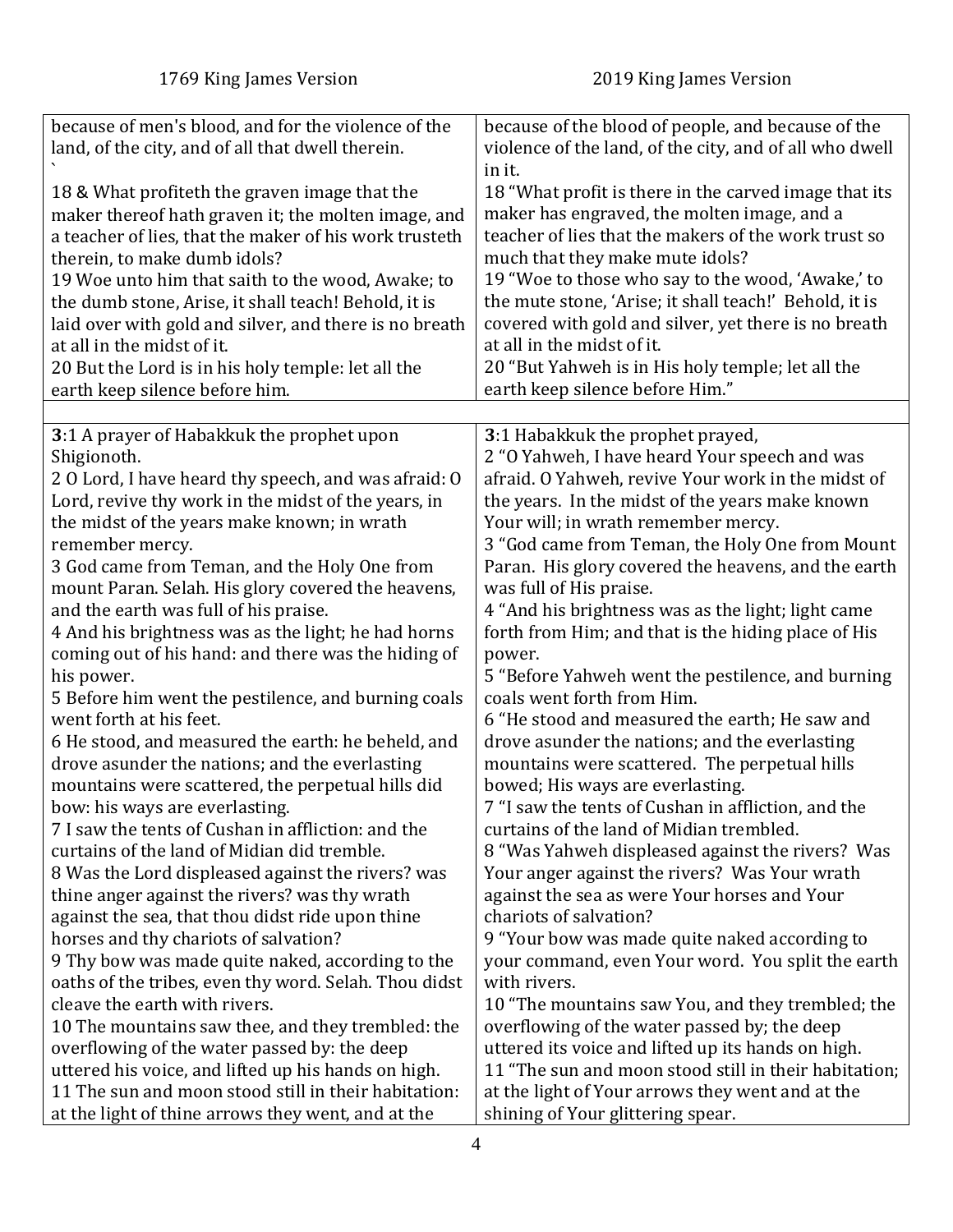| 1769 King James Version | 2019 King James Version |
|---|---|
| because of men's blood, and for the violence of the land, of the city, and of all that dwell therein.<br>`<br>18 & What profiteth the graven image that the maker thereof hath graven it; the molten image, and a teacher of lies, that the maker of his work trusteth therein, to make dumb idols?<br>19 Woe unto him that saith to the wood, Awake; to the dumb stone, Arise, it shall teach! Behold, it is laid over with gold and silver, and there is no breath at all in the midst of it.<br>20 But the Lord is in his holy temple: let all the earth keep silence before him. | because of the blood of people, and because of the violence of the land, of the city, and of all who dwell in it.<br>18 "What profit is there in the carved image that its maker has engraved, the molten image, and a teacher of lies that the makers of the work trust so much that they make mute idols?<br>19 "Woe to those who say to the wood, 'Awake,' to the mute stone, 'Arise; it shall teach!' Behold, it is covered with gold and silver, yet there is no breath at all in the midst of it.<br>20 "But Yahweh is in His holy temple; let all the earth keep silence before Him." |
| | |
| **3**:1 A prayer of Habakkuk the prophet upon Shigionoth.<br>2 O Lord, I have heard thy speech, and was afraid: O Lord, revive thy work in the midst of the years, in the midst of the years make known; in wrath remember mercy.<br>3 God came from Teman, and the Holy One from mount Paran. Selah. His glory covered the heavens, and the earth was full of his praise.<br>4 And his brightness was as the light; he had horns coming out of his hand: and there was the hiding of his power.<br>5 Before him went the pestilence, and burning coals went forth at his feet.<br>6 He stood, and measured the earth: he beheld, and drove asunder the nations; and the everlasting mountains were scattered, the perpetual hills did bow: his ways are everlasting.<br>7 I saw the tents of Cushan in affliction: and the curtains of the land of Midian did tremble.<br>8 Was the Lord displeased against the rivers? was thine anger against the rivers? was thy wrath against the sea, that thou didst ride upon thine horses and thy chariots of salvation?<br>9 Thy bow was made quite naked, according to the oaths of the tribes, even thy word. Selah. Thou didst cleave the earth with rivers.<br>10 The mountains saw thee, and they trembled: the overflowing of the water passed by: the deep uttered his voice, and lifted up his hands on high.<br>11 The sun and moon stood still in their habitation: at the light of thine arrows they went, and at the | **3**:1 Habakkuk the prophet prayed,<br>2 "O Yahweh, I have heard Your speech and was afraid. O Yahweh, revive Your work in the midst of the years. In the midst of the years make known Your will; in wrath remember mercy.<br>3 "God came from Teman, the Holy One from Mount Paran. His glory covered the heavens, and the earth was full of His praise.<br>4 "And his brightness was as the light; light came forth from Him; and that is the hiding place of His power.<br>5 "Before Yahweh went the pestilence, and burning coals went forth from Him.<br>6 "He stood and measured the earth; He saw and drove asunder the nations; and the everlasting mountains were scattered. The perpetual hills bowed; His ways are everlasting.<br>7 "I saw the tents of Cushan in affliction, and the curtains of the land of Midian trembled.<br>8 "Was Yahweh displeased against the rivers? Was Your anger against the rivers? Was Your wrath against the sea as were Your horses and Your chariots of salvation?<br>9 "Your bow was made quite naked according to your command, even Your word. You split the earth with rivers.<br>10 "The mountains saw You, and they trembled; the overflowing of the water passed by; the deep uttered its voice and lifted up its hands on high.<br>11 "The sun and moon stood still in their habitation; at the light of Your arrows they went and at the shining of Your glittering spear. |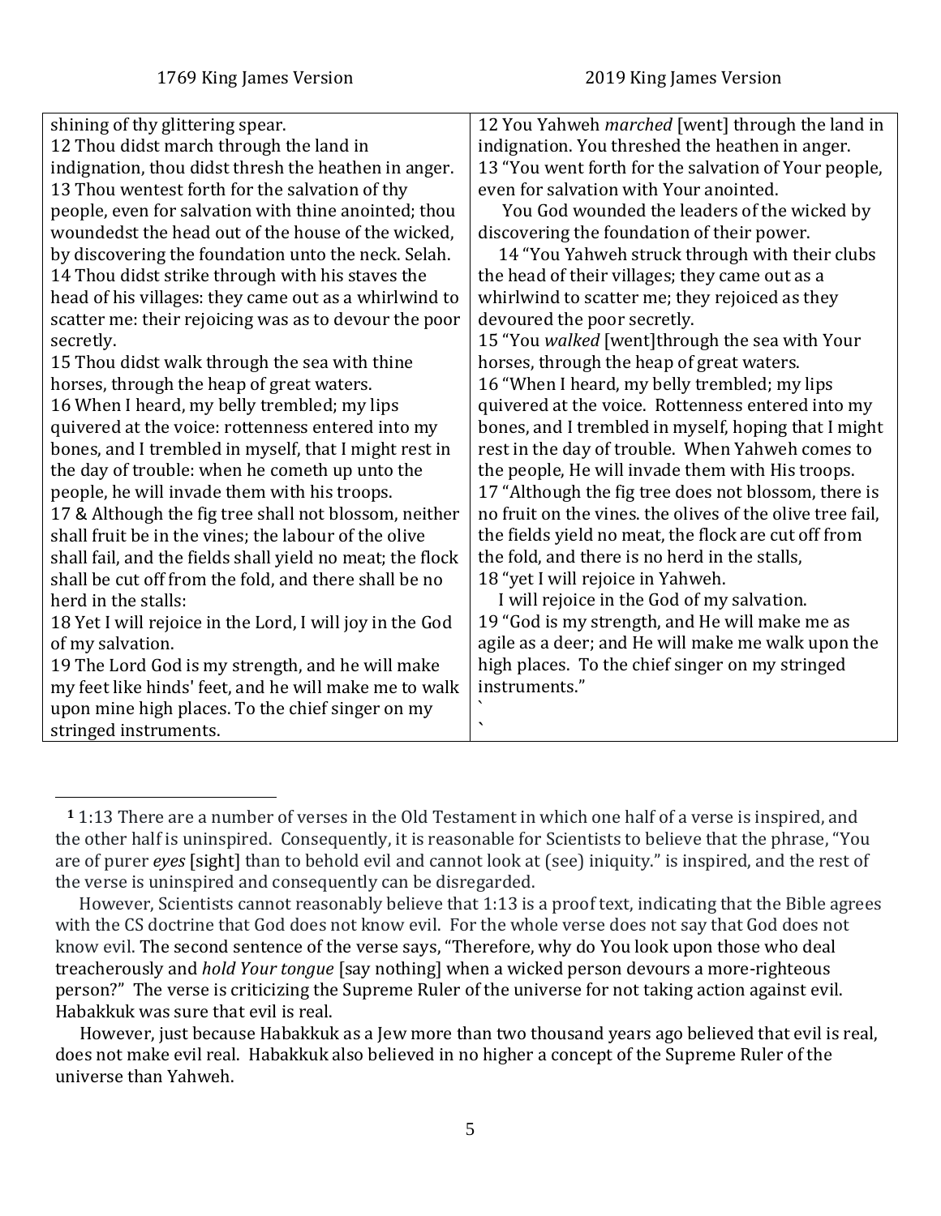| 1769 King James Version | 2019 King James Version |
| --- | --- |
| shining of thy glittering spear.<br>12 Thou didst march through the land in indignation, thou didst thresh the heathen in anger.<br>13 Thou wentest forth for the salvation of thy people, even for salvation with thine anointed; thou woundedst the head out of the house of the wicked, by discovering the foundation unto the neck. Selah.<br>14 Thou didst strike through with his staves the head of his villages: they came out as a whirlwind to scatter me: their rejoicing was as to devour the poor secretly.<br>15 Thou didst walk through the sea with thine horses, through the heap of great waters.<br>16 When I heard, my belly trembled; my lips quivered at the voice: rottenness entered into my bones, and I trembled in myself, that I might rest in the day of trouble: when he cometh up unto the people, he will invade them with his troops.<br>17 & Although the fig tree shall not blossom, neither shall fruit be in the vines; the labour of the olive shall fail, and the fields shall yield no meat; the flock shall be cut off from the fold, and there shall be no herd in the stalls:<br>18 Yet I will rejoice in the Lord, I will joy in the God of my salvation.<br>19 The Lord God is my strength, and he will make my feet like hinds' feet, and he will make me to walk upon mine high places. To the chief singer on my stringed instruments. | 12 You Yahweh *marched* [went] through the land in indignation. You threshed the heathen in anger.<br>13 "You went forth for the salvation of Your people, even for salvation with Your anointed.<br>You God wounded the leaders of the wicked by discovering the foundation of their power.<br>14 "You Yahweh struck through with their clubs the head of their villages; they came out as a whirlwind to scatter me; they rejoiced as they devoured the poor secretly.<br>15 "You *walked* [went]through the sea with Your horses, through the heap of great waters.<br>16 "When I heard, my belly trembled; my lips quivered at the voice. Rottenness entered into my bones, and I trembled in myself, hoping that I might rest in the day of trouble. When Yahweh comes to the people, He will invade them with His troops.<br>17 "Although the fig tree does not blossom, there is no fruit on the vines. the olives of the olive tree fail, the fields yield no meat, the flock are cut off from the fold, and there is no herd in the stalls,<br>18 "yet I will rejoice in Yahweh.<br>I will rejoice in the God of my salvation.<br>19 "God is my strength, and He will make me as agile as a deer; and He will make me walk upon the high places. To the chief singer on my stringed instruments."<br>`<br>` |

[1] 1:13 There are a number of verses in the Old Testament in which one half of a verse is inspired, and the other half is uninspired. Consequently, it is reasonable for Scientists to believe that the phrase, "You are of purer *eyes* [sight] than to behold evil and cannot look at (see) iniquity." is inspired, and the rest of the verse is uninspired and consequently can be disregarded.

However, Scientists cannot reasonably believe that 1:13 is a proof text, indicating that the Bible agrees with the CS doctrine that God does not know evil. For the whole verse does not say that God does not know evil. The second sentence of the verse says, "Therefore, why do You look upon those who deal treacherously and *hold Your tongue* [say nothing] when a wicked person devours a more-righteous person?" The verse is criticizing the Supreme Ruler of the universe for not taking action against evil. Habakkuk was sure that evil is real.

However, just because Habakkuk as a Jew more than two thousand years ago believed that evil is real, does not make evil real. Habakkuk also believed in no higher a concept of the Supreme Ruler of the universe than Yahweh.